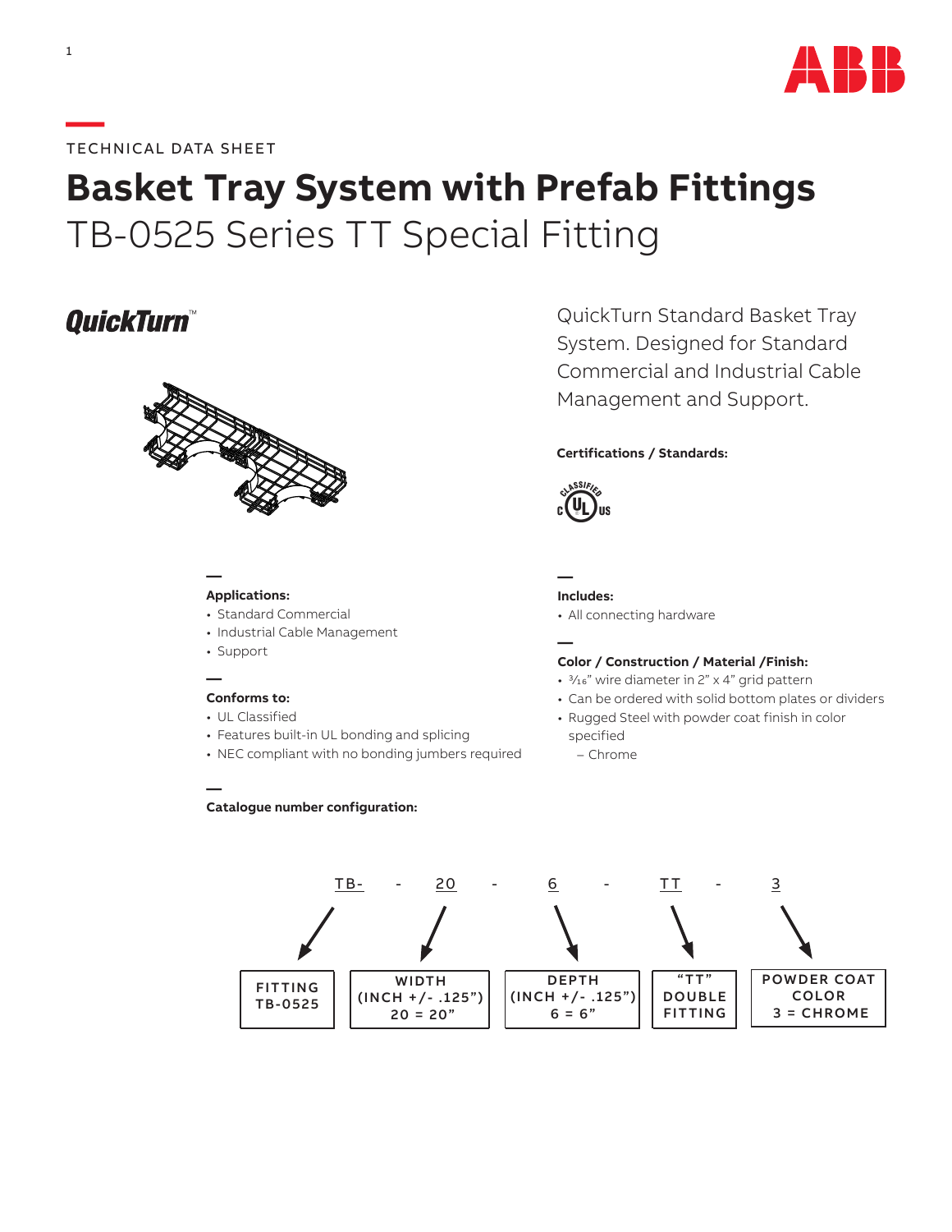TECHNICAL DATA SHEET

# Basket Tray System with Prefab Fittings

## TB-0525 Series TT Special Fitting

**QuickTurn™**

QuickTurn Standard Basket Tray System. Designed for Standard Commercial and Industrial Cable Management and Support.

**Certifications / Standards:**

CLASSIFIED c UL US

**Applications:**
- Standard Commercial
- Industrial Cable Management
- Support

**Conforms to:**
- UL Classified
- Features built-in UL bonding and splicing
- NEC compliant with no bonding jumbers required

**Includes:**
- All connecting hardware

**Color / Construction / Material /Finish:**
- 3⁄16" wire diameter in 2" x 4" grid pattern
- Can be ordered with solid bottom plates or dividers
- Rugged Steel with powder coat finish in color specified
  - Chrome

**Catalogue number configuration:**

TB- - 20 - 6 - TT - 3

| TB- | 20 | 6 | TT | 3 |
|---|---|---|---|---|
| FITTING TB-0525 | WIDTH (INCH +/- .125") 20 = 20" | DEPTH (INCH +/- .125") 6 = 6" | "TT" DOUBLE FITTING | POWDER COAT COLOR 3 = CHROME |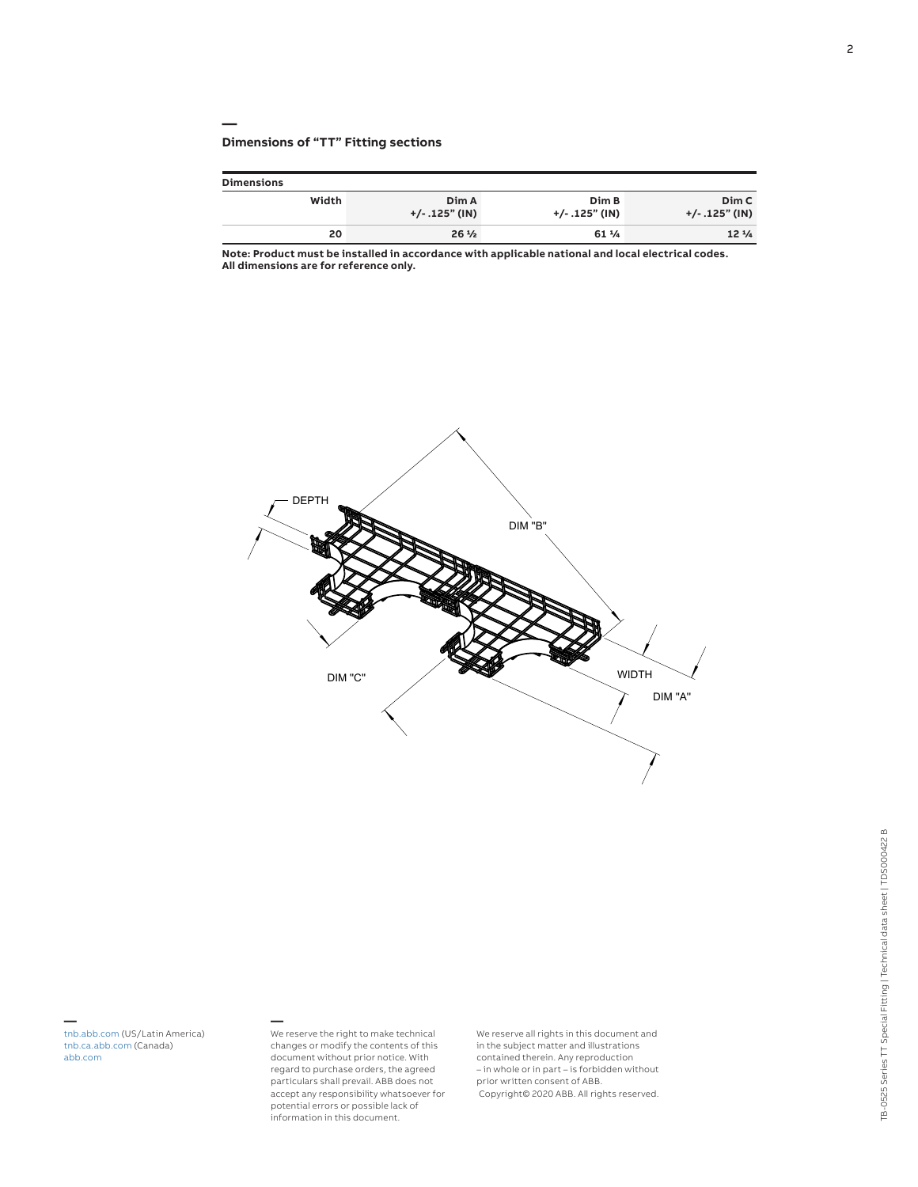## Dimensions of "TT" Fitting sections

| Dimensions | | | |
|---|---|---|---|
| Width | Dim A +/- .125" (IN) | Dim B +/- .125" (IN) | Dim C +/- .125" (IN) |
| 20 | 26 ½ | 61 ¼ | 12 ¼ |

**Note: Product must be installed in accordance with applicable national and local electrical codes. All dimensions are for reference only.**

DEPTH
DIM "B"
DIM "C"
WIDTH
DIM "A"

tnb.abb.com (US/Latin America)
tnb.ca.abb.com (Canada)
abb.com

We reserve the right to make technical changes or modify the contents of this document without prior notice. With regard to purchase orders, the agreed particulars shall prevail. ABB does not accept any responsibility whatsoever for potential errors or possible lack of information in this document.

We reserve all rights in this document and in the subject matter and illustrations contained therein. Any reproduction – in whole or in part – is forbidden without prior written consent of ABB.
Copyright© 2020 ABB. All rights reserved.

TB-0525 Series TT Special Fitting | Technical data sheet | TDS000422 B